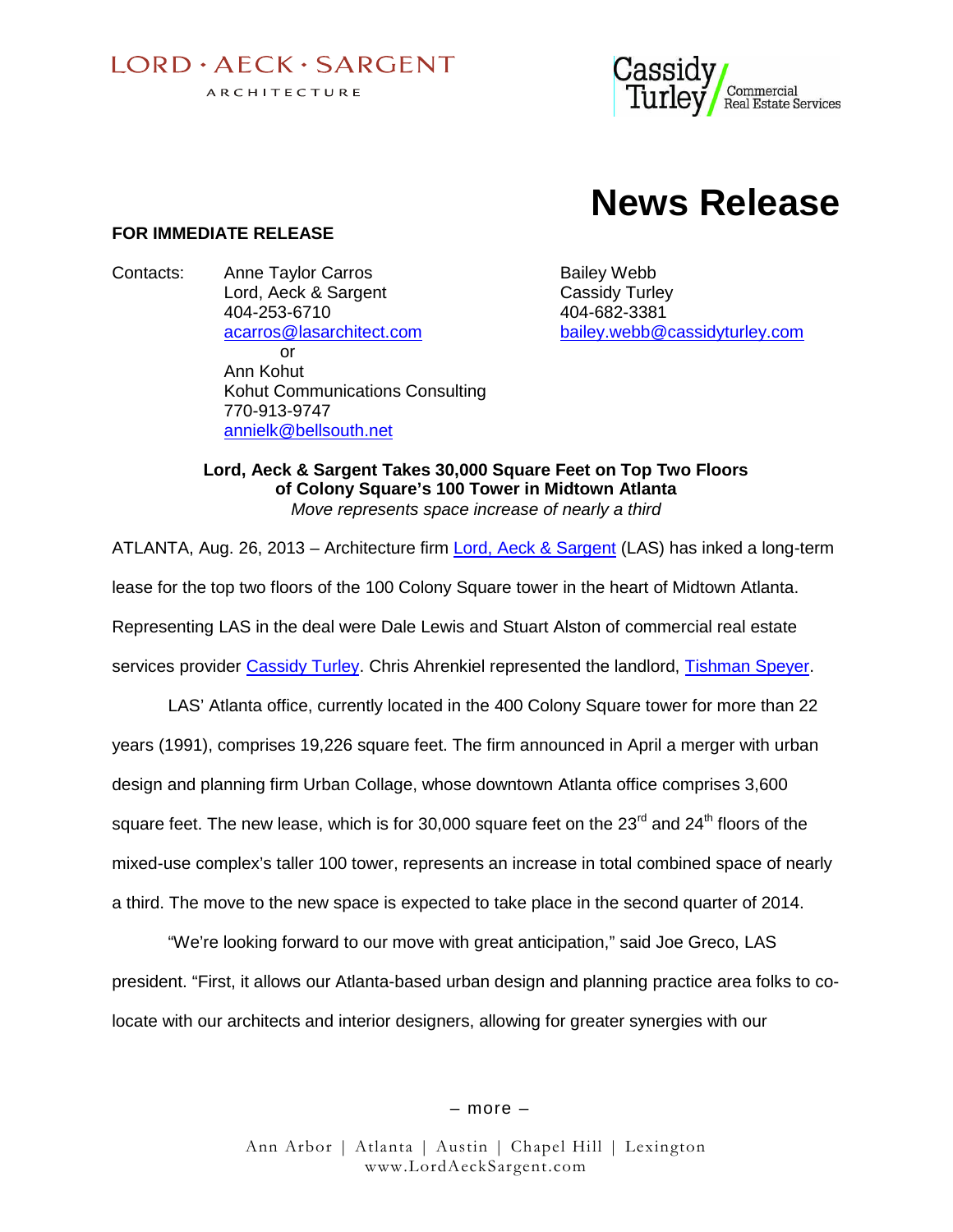LORD · AECK · SARGENT
ARCHITECTURE

Cassidy Turley Commercial Real Estate Services

# News Release

**FOR IMMEDIATE RELEASE**

Contacts: Anne Taylor Carros
Lord, Aeck & Sargent
404-253-6710
acarros@lasarchitect.com
or
Ann Kohut
Kohut Communications Consulting
770-913-9747
annielk@bellsouth.net

Bailey Webb
Cassidy Turley
404-682-3381
bailey.webb@cassidyturley.com

**Lord, Aeck & Sargent Takes 30,000 Square Feet on Top Two Floors of Colony Square's 100 Tower in Midtown Atlanta**
*Move represents space increase of nearly a third*

ATLANTA, Aug. 26, 2013 – Architecture firm Lord, Aeck & Sargent (LAS) has inked a long-term lease for the top two floors of the 100 Colony Square tower in the heart of Midtown Atlanta. Representing LAS in the deal were Dale Lewis and Stuart Alston of commercial real estate services provider Cassidy Turley. Chris Ahrenkiel represented the landlord, Tishman Speyer.

LAS' Atlanta office, currently located in the 400 Colony Square tower for more than 22 years (1991), comprises 19,226 square feet. The firm announced in April a merger with urban design and planning firm Urban Collage, whose downtown Atlanta office comprises 3,600 square feet. The new lease, which is for 30,000 square feet on the 23rd and 24th floors of the mixed-use complex's taller 100 tower, represents an increase in total combined space of nearly a third. The move to the new space is expected to take place in the second quarter of 2014.

"We're looking forward to our move with great anticipation," said Joe Greco, LAS president. "First, it allows our Atlanta-based urban design and planning practice area folks to co-locate with our architects and interior designers, allowing for greater synergies with our

– more –

Ann Arbor | Atlanta | Austin | Chapel Hill | Lexington
www.LordAeckSargent.com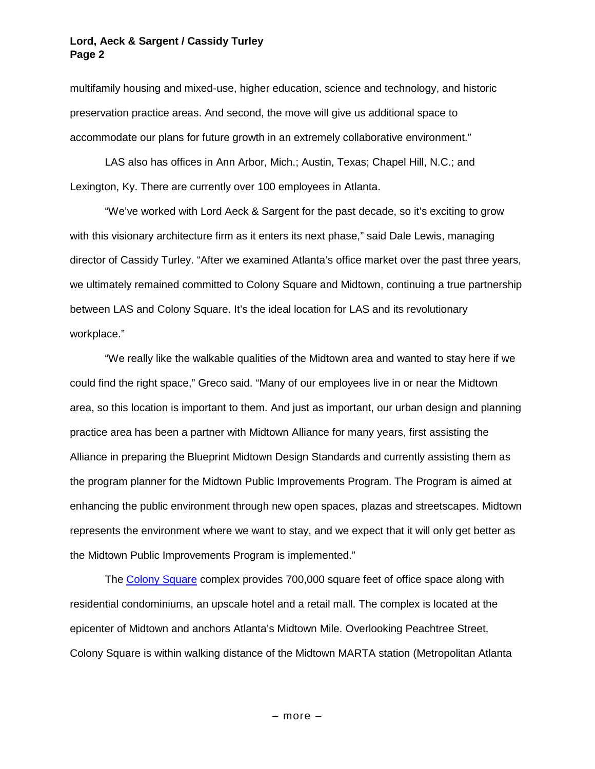multifamily housing and mixed-use, higher education, science and technology, and historic preservation practice areas. And second, the move will give us additional space to accommodate our plans for future growth in an extremely collaborative environment."

LAS also has offices in Ann Arbor, Mich.; Austin, Texas; Chapel Hill, N.C.; and Lexington, Ky. There are currently over 100 employees in Atlanta.

"We've worked with Lord Aeck & Sargent for the past decade, so it's exciting to grow with this visionary architecture firm as it enters its next phase," said Dale Lewis, managing director of Cassidy Turley. "After we examined Atlanta's office market over the past three years, we ultimately remained committed to Colony Square and Midtown, continuing a true partnership between LAS and Colony Square. It's the ideal location for LAS and its revolutionary workplace."

"We really like the walkable qualities of the Midtown area and wanted to stay here if we could find the right space," Greco said. "Many of our employees live in or near the Midtown area, so this location is important to them. And just as important, our urban design and planning practice area has been a partner with Midtown Alliance for many years, first assisting the Alliance in preparing the Blueprint Midtown Design Standards and currently assisting them as the program planner for the Midtown Public Improvements Program. The Program is aimed at enhancing the public environment through new open spaces, plazas and streetscapes. Midtown represents the environment where we want to stay, and we expect that it will only get better as the Midtown Public Improvements Program is implemented."

The Colony Square complex provides 700,000 square feet of office space along with residential condominiums, an upscale hotel and a retail mall. The complex is located at the epicenter of Midtown and anchors Atlanta's Midtown Mile. Overlooking Peachtree Street, Colony Square is within walking distance of the Midtown MARTA station (Metropolitan Atlanta

– more –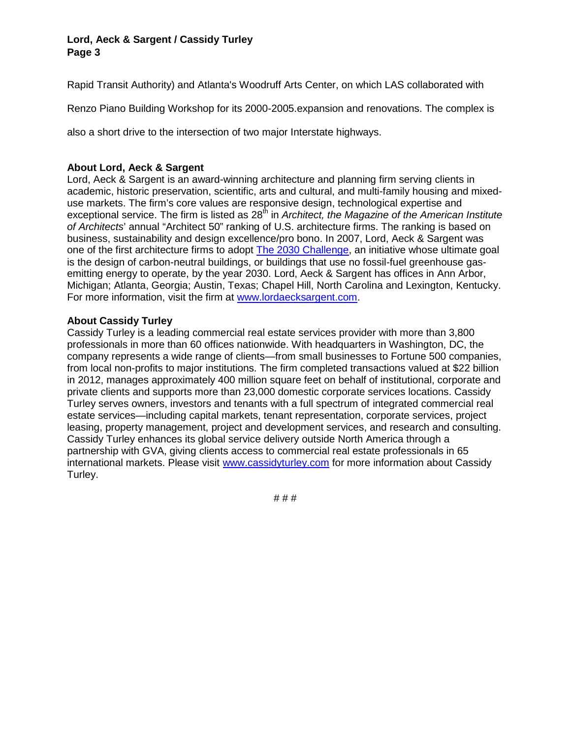Rapid Transit Authority) and Atlanta's Woodruff Arts Center, on which LAS collaborated with Renzo Piano Building Workshop for its 2000-2005.expansion and renovations. The complex is also a short drive to the intersection of two major Interstate highways.

**About Lord, Aeck & Sargent**

Lord, Aeck & Sargent is an award-winning architecture and planning firm serving clients in academic, historic preservation, scientific, arts and cultural, and multi-family housing and mixed-use markets. The firm's core values are responsive design, technological expertise and exceptional service. The firm is listed as 28th in *Architect, the Magazine of the American Institute of Architects*' annual "Architect 50" ranking of U.S. architecture firms. The ranking is based on business, sustainability and design excellence/pro bono. In 2007, Lord, Aeck & Sargent was one of the first architecture firms to adopt The 2030 Challenge, an initiative whose ultimate goal is the design of carbon-neutral buildings, or buildings that use no fossil-fuel greenhouse gas-emitting energy to operate, by the year 2030. Lord, Aeck & Sargent has offices in Ann Arbor, Michigan; Atlanta, Georgia; Austin, Texas; Chapel Hill, North Carolina and Lexington, Kentucky. For more information, visit the firm at www.lordaecksargent.com.

**About Cassidy Turley**

Cassidy Turley is a leading commercial real estate services provider with more than 3,800 professionals in more than 60 offices nationwide. With headquarters in Washington, DC, the company represents a wide range of clients—from small businesses to Fortune 500 companies, from local non-profits to major institutions. The firm completed transactions valued at $22 billion in 2012, manages approximately 400 million square feet on behalf of institutional, corporate and private clients and supports more than 23,000 domestic corporate services locations. Cassidy Turley serves owners, investors and tenants with a full spectrum of integrated commercial real estate services—including capital markets, tenant representation, corporate services, project leasing, property management, project and development services, and research and consulting. Cassidy Turley enhances its global service delivery outside North America through a partnership with GVA, giving clients access to commercial real estate professionals in 65 international markets. Please visit www.cassidyturley.com for more information about Cassidy Turley.

# # #